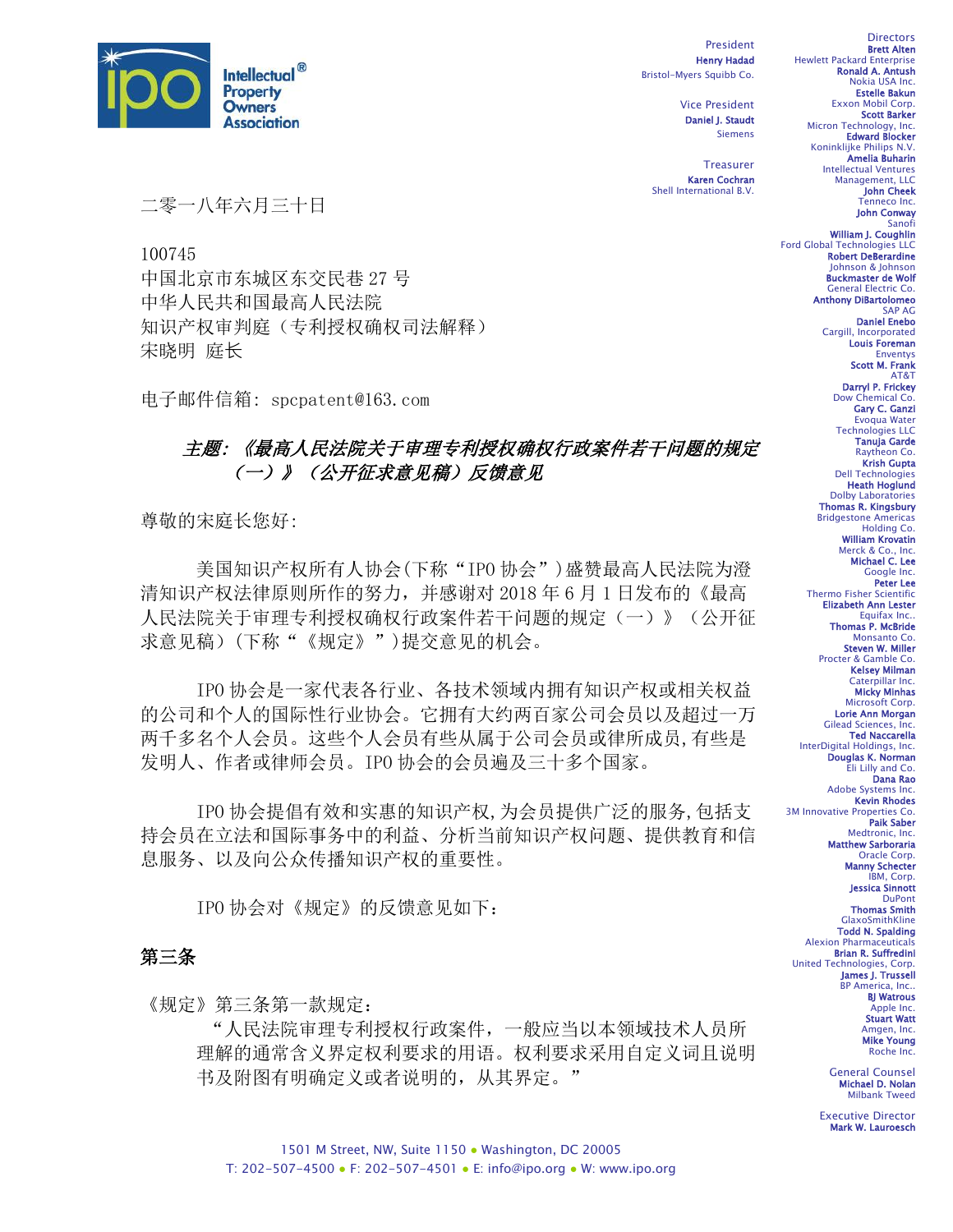Intellectual Property Owners Association®

President
Henry Hadad
Bristol-Myers Squibb Co.

Vice President
Daniel J. Staudt
Siemens

Treasurer
Karen Cochran
Shell International B.V.

Directors
Brett Alten
Hewlett Packard Enterprise
Ronald A. Antush
Nokia USA Inc.
Estelle Bakun
Exxon Mobil Corp.
Scott Barker
Micron Technology, Inc.
Edward Blocker
Koninklijke Philips N.V.
Amelia Buharin
Intellectual Ventures Management, LLC
John Cheek
Tenneco Inc.
John Conway
Sanofi
William J. Coughlin
Ford Global Technologies LLC
Robert DeBerardine
Johnson & Johnson
Buckmaster de Wolf
General Electric Co.
Anthony DiBartolomeo
SAP AG
Daniel Enebo
Cargill, Incorporated
Louis Foreman
Enventys
Scott M. Frank
AT&T
Darryl P. Frickey
Dow Chemical Co.
Gary C. Ganzi
Evoqua Water Technologies LLC
Tanuja Garde
Raytheon Co.
Krish Gupta
Dell Technologies
Heath Hoglund
Dolby Laboratories
Thomas R. Kingsbury
Bridgestone Americas Holding Co.
William Krovatin
Merck & Co., Inc.
Michael C. Lee
Google Inc.
Peter Lee
Thermo Fisher Scientific
Elizabeth Ann Lester
Equifax Inc..
Thomas P. McBride
Monsanto Co.
Steven W. Miller
Procter & Gamble Co.
Kelsey Milman
Caterpillar Inc.
Micky Minhas
Microsoft Corp.
Lorie Ann Morgan
Gilead Sciences, Inc.
Ted Naccarella
InterDigital Holdings, Inc.
Douglas K. Norman
Eli Lilly and Co.
Dana Rao
Adobe Systems Inc.
Kevin Rhodes
3M Innovative Properties Co.
Paik Saber
Medtronic, Inc.
Matthew Sarboraria
Oracle Corp.
Manny Schecter
IBM, Corp.
Jessica Sinnott
DuPont
Thomas Smith
GlaxoSmithKline
Todd N. Spalding
Alexion Pharmaceuticals
Brian R. Suffredini
United Technologies, Corp.
James J. Trussell
BP America, Inc..
BJ Watrous
Apple Inc.
Stuart Watt
Amgen, Inc.
Mike Young
Roche Inc.

General Counsel
Michael D. Nolan
Milbank Tweed

Executive Director
Mark W. Lauroesch

二零一八年六月三十日

100745
中国北京市东城区东交民巷 27 号
中华人民共和国最高人民法院
知识产权审判庭（专利授权确权司法解释）
宋晓明 庭长

电子邮件信箱: spcpatent@163.com

***主题:《最高人民法院关于审理专利授权确权行政案件若干问题的规定（一）》（公开征求意见稿）反馈意见***

尊敬的宋庭长您好:

美国知识产权所有人协会(下称“IPO 协会”)盛赞最高人民法院为澄清知识产权法律原则所作的努力，并感谢对 2018 年 6 月 1 日发布的《最高人民法院关于审理专利授权确权行政案件若干问题的规定（一）》（公开征求意见稿）(下称“《规定》”)提交意见的机会。

IPO 协会是一家代表各行业、各技术领域内拥有知识产权或相关权益的公司和个人的国际性行业协会。它拥有大约两百家公司会员以及超过一万两千多名个人会员。这些个人会员有些从属于公司会员或律所成员,有些是发明人、作者或律师会员。IPO 协会的会员遍及三十多个国家。

IPO 协会提倡有效和实惠的知识产权,为会员提供广泛的服务,包括支持会员在立法和国际事务中的利益、分析当前知识产权问题、提供教育和信息服务、以及向公众传播知识产权的重要性。

IPO 协会对《规定》的反馈意见如下:

## 第三条

《规定》第三条第一款规定:

“人民法院审理专利授权行政案件，一般应当以本领域技术人员所理解的通常含义界定权利要求的用语。权利要求采用自定义词且说明书及附图有明确定义或者说明的，从其界定。”

1501 M Street, NW, Suite 1150 • Washington, DC 20005
T: 202-507-4500 • F: 202-507-4501 • E: info@ipo.org • W: www.ipo.org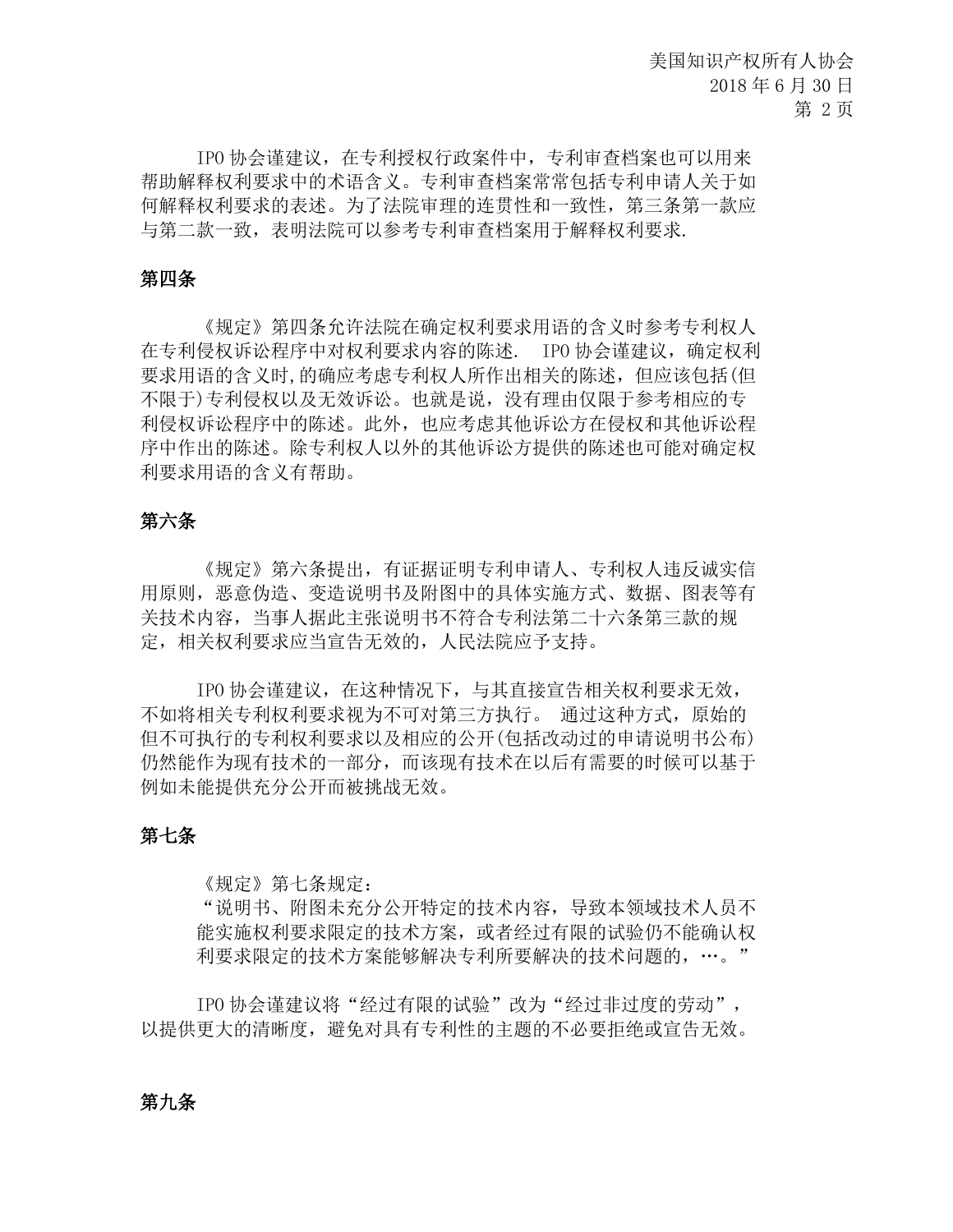IPO 协会谨建议，在专利授权行政案件中，专利审查档案也可以用来帮助解释权利要求中的术语含义。专利审查档案常常包括专利申请人关于如何解释权利要求的表述。为了法院审理的连贯性和一致性，第三条第一款应与第二款一致，表明法院可以参考专利审查档案用于解释权利要求.

**第四条**

《规定》第四条允许法院在确定权利要求用语的含义时参考专利权人在专利侵权诉讼程序中对权利要求内容的陈述.  IPO 协会谨建议，确定权利要求用语的含义时,的确应考虑专利权人所作出相关的陈述，但应该包括(但不限于)专利侵权以及无效诉讼。也就是说，没有理由仅限于参考相应的专利侵权诉讼程序中的陈述。此外，也应考虑其他诉讼方在侵权和其他诉讼程序中作出的陈述。除专利权人以外的其他诉讼方提供的陈述也可能对确定权利要求用语的含义有帮助。

**第六条**

《规定》第六条提出，有证据证明专利申请人、专利权人违反诚实信用原则，恶意伪造、变造说明书及附图中的具体实施方式、数据、图表等有关技术内容，当事人据此主张说明书不符合专利法第二十六条第三款的规定，相关权利要求应当宣告无效的，人民法院应予支持。

IPO 协会谨建议，在这种情况下，与其直接宣告相关权利要求无效，不如将相关专利权利要求视为不可对第三方执行。 通过这种方式，原始的但不可执行的专利权利要求以及相应的公开(包括改动过的申请说明书公布)仍然能作为现有技术的一部分，而该现有技术在以后有需要的时候可以基于例如未能提供充分公开而被挑战无效。

**第七条**

《规定》第七条规定：

“说明书、附图未充分公开特定的技术内容，导致本领域技术人员不能实施权利要求限定的技术方案，或者经过有限的试验仍不能确认权利要求限定的技术方案能够解决专利所要解决的技术问题的，…。”

IPO 协会谨建议将“经过有限的试验”改为“经过非过度的劳动”，以提供更大的清晰度，避免对具有专利性的主题的不必要拒绝或宣告无效。

**第九条**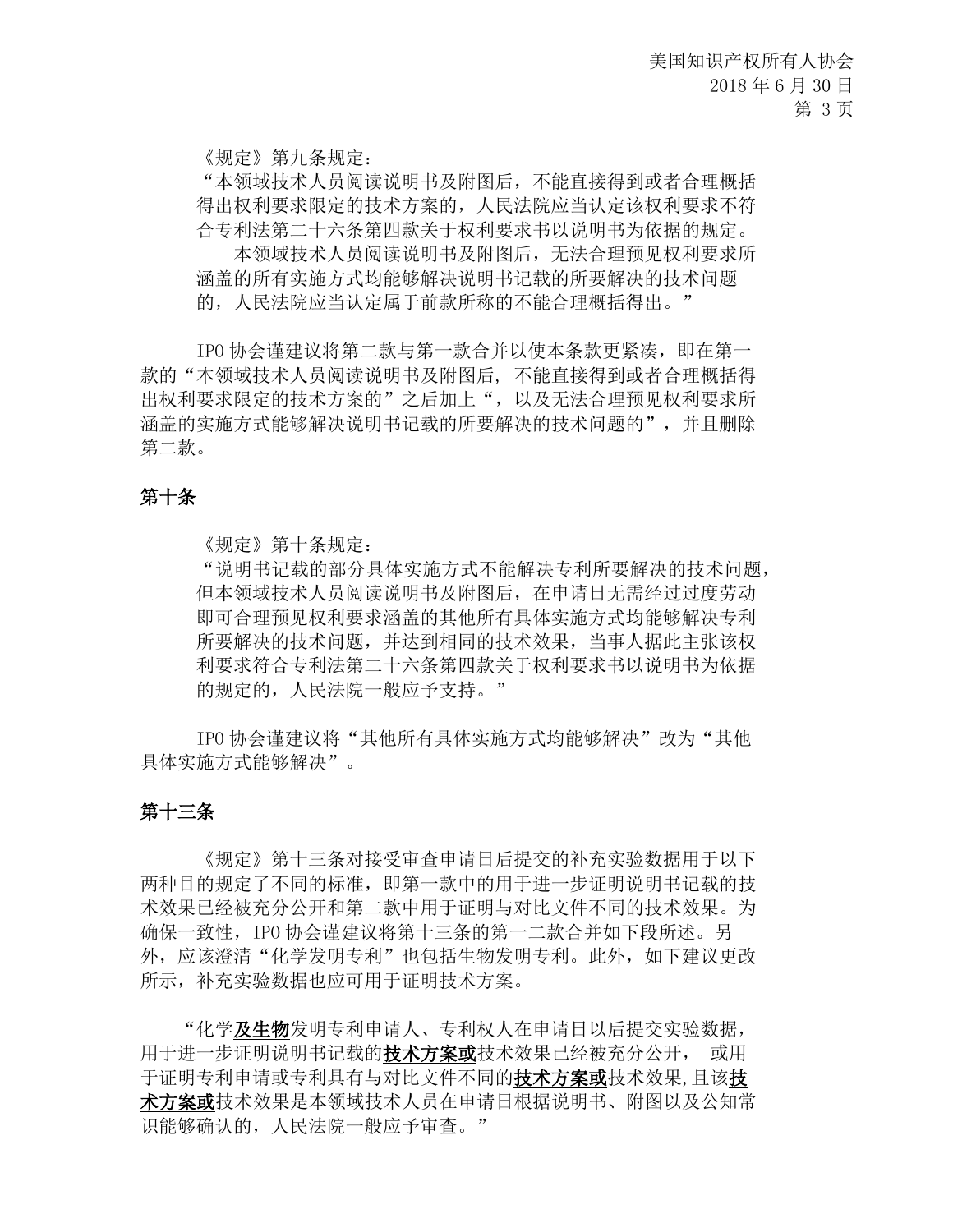《规定》第九条规定：

> “本领域技术人员阅读说明书及附图后，不能直接得到或者合理概括得出权利要求限定的技术方案的，人民法院应当认定该权利要求不符合专利法第二十六条第四款关于权利要求书以说明书为依据的规定。
>
> 本领域技术人员阅读说明书及附图后，无法合理预见权利要求所涵盖的所有实施方式均能够解决说明书记载的所要解决的技术问题的，人民法院应当认定属于前款所称的不能合理概括得出。”

IPO 协会谨建议将第二款与第一款合并以使本条款更紧凑，即在第一款的“本领域技术人员阅读说明书及附图后，不能直接得到或者合理概括得出权利要求限定的技术方案的”之后加上“，以及无法合理预见权利要求所涵盖的实施方式能够解决说明书记载的所要解决的技术问题的”，并且删除第二款。

## 第十条

《规定》第十条规定：

> “说明书记载的部分具体实施方式不能解决专利所要解决的技术问题，但本领域技术人员阅读说明书及附图后，在申请日无需经过过度劳动即可合理预见权利要求涵盖的其他所有具体实施方式均能够解决专利所要解决的技术问题，并达到相同的技术效果，当事人据此主张该权利要求符合专利法第二十六条第四款关于权利要求书以说明书为依据的规定的，人民法院一般应予支持。”

IPO 协会谨建议将“其他所有具体实施方式均能够解决”改为“其他具体实施方式能够解决”。

## 第十三条

《规定》第十三条对接受审查申请日后提交的补充实验数据用于以下两种目的规定了不同的标准，即第一款中的用于进一步证明说明书记载的技术效果已经被充分公开和第二款中用于证明与对比文件不同的技术效果。为确保一致性，IPO 协会谨建议将第十三条的第一二款合并如下段所述。另外，应该澄清“化学发明专利”也包括生物发明专利。此外，如下建议更改所示，补充实验数据也应可用于证明技术方案。

“化学<u>**及生物**</u>发明专利申请人、专利权人在申请日以后提交实验数据，用于进一步证明说明书记载的<u>**技术方案或**</u>技术效果已经被充分公开， 或用于证明专利申请或专利具有与对比文件不同的<u>**技术方案或**</u>技术效果,且该<u>**技术方案或**</u>技术效果是本领域技术人员在申请日根据说明书、附图以及公知常识能够确认的，人民法院一般应予审查。”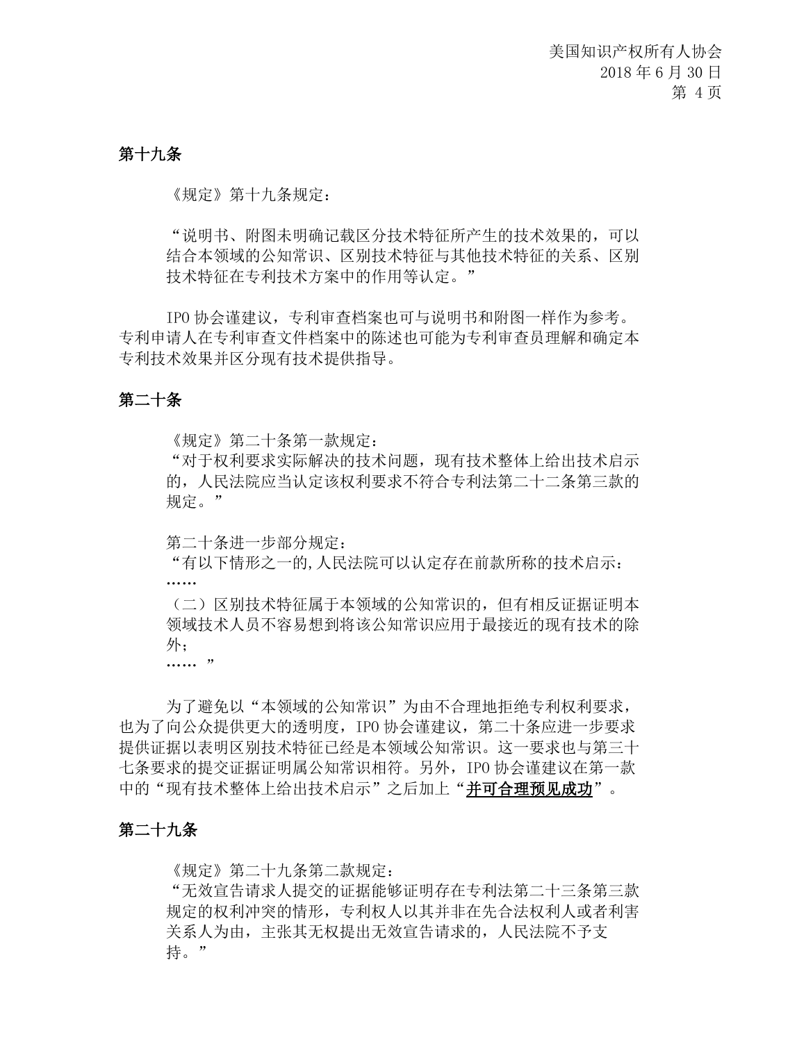## 第十九条

《规定》第十九条规定：

"说明书、附图未明确记载区分技术特征所产生的技术效果的，可以结合本领域的公知常识、区别技术特征与其他技术特征的关系、区别技术特征在专利技术方案中的作用等认定。"

IPO 协会谨建议，专利审查档案也可与说明书和附图一样作为参考。专利申请人在专利审查文件档案中的陈述也可能为专利审查员理解和确定本专利技术效果并区分现有技术提供指导。

## 第二十条

《规定》第二十条第一款规定：

"对于权利要求实际解决的技术问题，现有技术整体上给出技术启示的，人民法院应当认定该权利要求不符合专利法第二十二条第三款的规定。"

第二十条进一步部分规定：

"有以下情形之一的,人民法院可以认定存在前款所称的技术启示：

……

（二）区别技术特征属于本领域的公知常识的，但有相反证据证明本领域技术人员不容易想到将该公知常识应用于最接近的现有技术的除外；

…… "

为了避免以"本领域的公知常识"为由不合理地拒绝专利权利要求，也为了向公众提供更大的透明度，IPO 协会谨建议，第二十条应进一步要求提供证据以表明区别技术特征已经是本领域公知常识。这一要求也与第三十七条要求的提交证据证明属公知常识相符。另外，IPO 协会谨建议在第一款中的"现有技术整体上给出技术启示"之后加上"**并可合理预见成功**"。

## 第二十九条

《规定》第二十九条第二款规定：

"无效宣告请求人提交的证据能够证明存在专利法第二十三条第三款规定的权利冲突的情形，专利权人以其并非在先合法权利人或者利害关系人为由，主张其无权提出无效宣告请求的，人民法院不予支持。"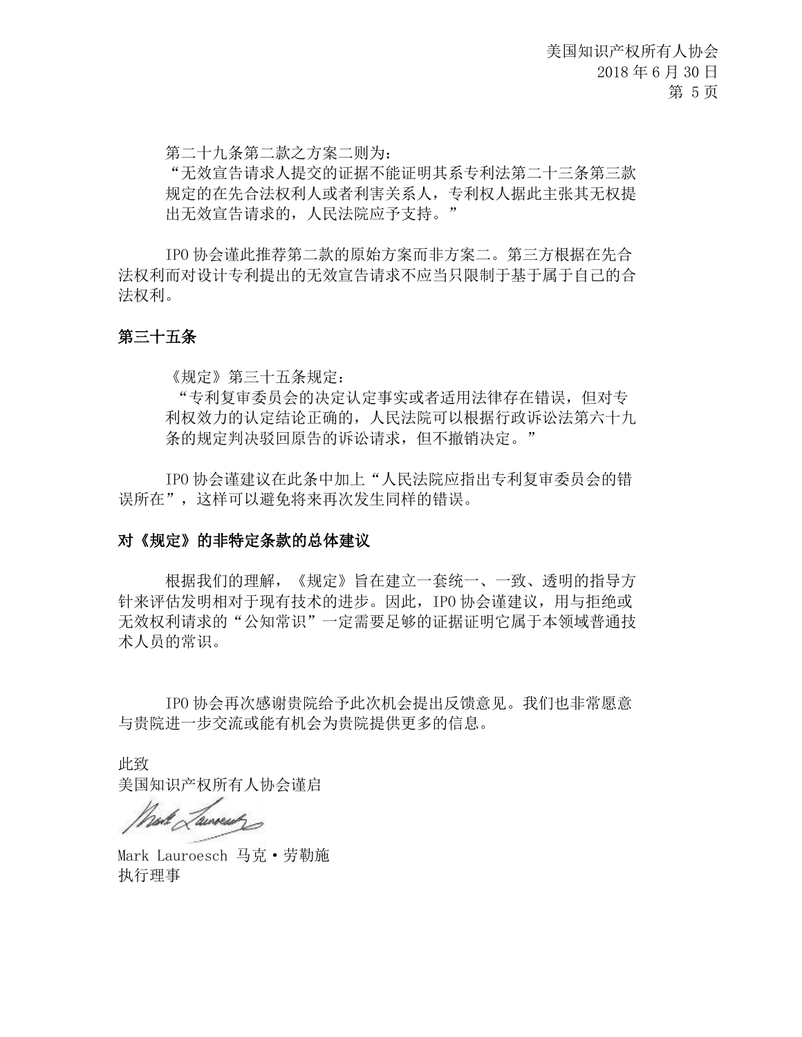第二十九条第二款之方案二则为：

"无效宣告请求人提交的证据不能证明其系专利法第二十三条第三款规定的在先合法权利人或者利害关系人，专利权人据此主张其无权提出无效宣告请求的，人民法院应予支持。"

IPO 协会谨此推荐第二款的原始方案而非方案二。第三方根据在先合法权利而对设计专利提出的无效宣告请求不应当只限制于基于属于自己的合法权利。

**第三十五条**

《规定》第三十五条规定：

"专利复审委员会的决定认定事实或者适用法律存在错误，但对专利权效力的认定结论正确的，人民法院可以根据行政诉讼法第六十九条的规定判决驳回原告的诉讼请求，但不撤销决定。"

IPO 协会谨建议在此条中加上"人民法院应指出专利复审委员会的错误所在"，这样可以避免将来再次发生同样的错误。

**对《规定》的非特定条款的总体建议**

根据我们的理解，《规定》旨在建立一套统一、一致、透明的指导方针来评估发明相对于现有技术的进步。因此，IPO 协会谨建议，用与拒绝或无效权利请求的"公知常识"一定需要足够的证据证明它属于本领域普通技术人员的常识。

IPO 协会再次感谢贵院给予此次机会提出反馈意见。我们也非常愿意与贵院进一步交流或能有机会为贵院提供更多的信息。

此致

美国知识产权所有人协会谨启

Mark Lauroesch 马克·劳勒施

执行理事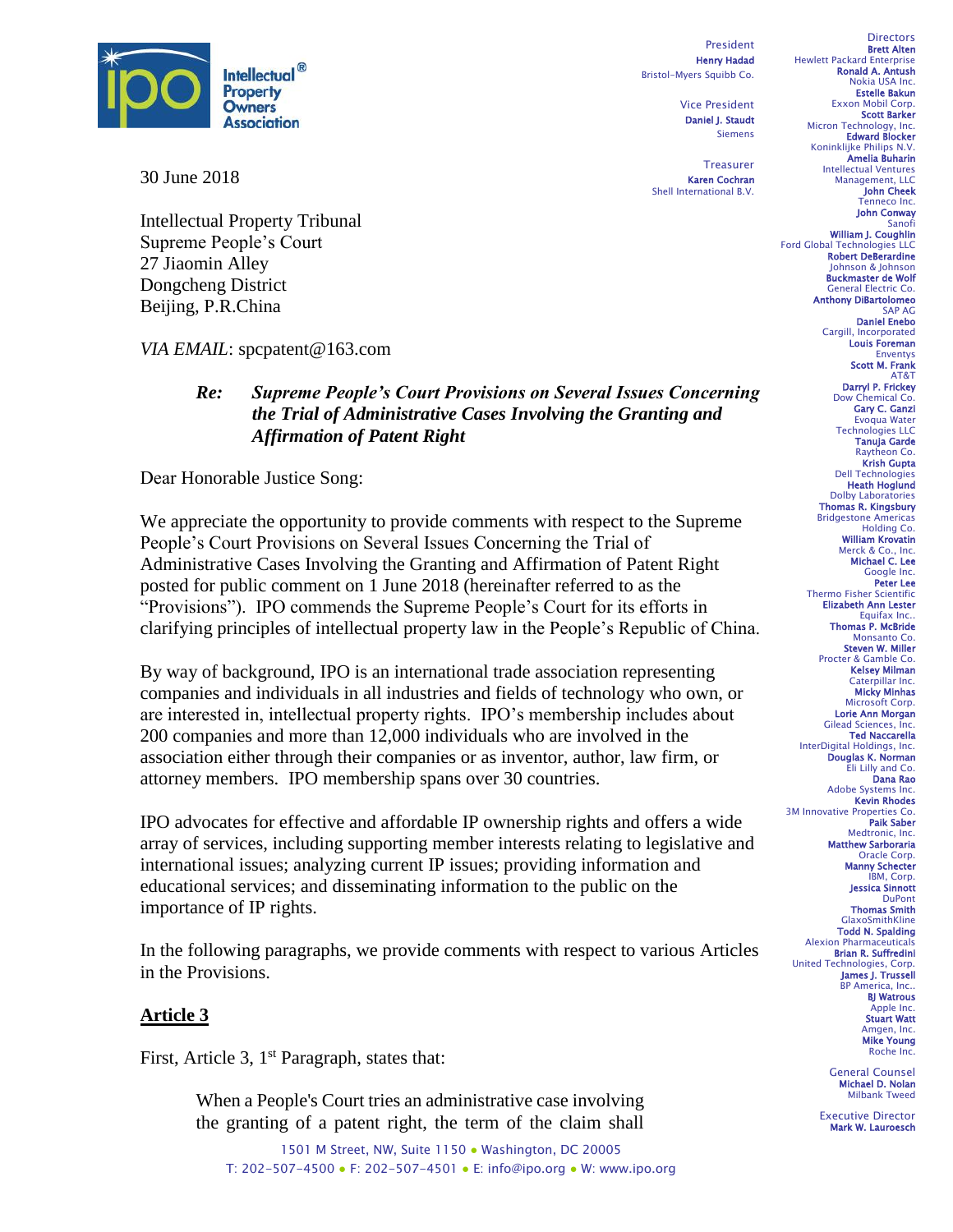President
**Henry Hadad**
Bristol-Myers Squibb Co.

Vice President
**Daniel J. Staudt**
Siemens

Treasurer
**Karen Cochran**
Shell International B.V.

Directors
**Brett Alten**
Hewlett Packard Enterprise
**Ronald A. Antush**
Nokia USA Inc.
**Estelle Bakun**
Exxon Mobil Corp.
**Scott Barker**
Micron Technology, Inc.
**Edward Blocker**
Koninklijke Philips N.V.
**Amelia Buharin**
Intellectual Ventures Management, LLC
**John Cheek**
Tenneco Inc.
**John Conway**
Sanofi
**William J. Coughlin**
Ford Global Technologies LLC
**Robert DeBerardine**
Johnson & Johnson
**Buckmaster de Wolf**
General Electric Co.
**Anthony DiBartolomeo**
SAP AG
**Daniel Enebo**
Cargill, Incorporated
**Louis Foreman**
Enventys
**Scott M. Frank**
AT&T
**Darryl P. Frickey**
Dow Chemical Co.
**Gary C. Ganzi**
Evoqua Water Technologies LLC
**Tanuja Garde**
Raytheon Co.
**Krish Gupta**
Dell Technologies
**Heath Hoglund**
Dolby Laboratories
**Thomas R. Kingsbury**
Bridgestone Americas Holding Co.
**William Krovatin**
Merck & Co., Inc.
**Michael C. Lee**
Google Inc.
**Peter Lee**
Thermo Fisher Scientific
**Elizabeth Ann Lester**
Equifax Inc..
**Thomas P. McBride**
Monsanto Co.
**Steven W. Miller**
Procter & Gamble Co.
**Kelsey Milman**
Caterpillar Inc.
**Micky Minhas**
Microsoft Corp.
**Lorie Ann Morgan**
Gilead Sciences, Inc.
**Ted Naccarella**
InterDigital Holdings, Inc.
**Douglas K. Norman**
Eli Lilly and Co.
**Dana Rao**
Adobe Systems Inc.
**Kevin Rhodes**
3M Innovative Properties Co.
**Paik Saber**
Medtronic, Inc.
**Matthew Sarboraria**
Oracle Corp.
**Manny Schecter**
IBM, Corp.
**Jessica Sinnott**
DuPont
**Thomas Smith**
GlaxoSmithKline
**Todd N. Spalding**
Alexion Pharmaceuticals
**Brian R. Suffredini**
United Technologies, Corp.
**James J. Trussell**
BP America, Inc..
**BJ Watrous**
Apple Inc.
**Stuart Watt**
Amgen, Inc.
**Mike Young**
Roche Inc.

General Counsel
**Michael D. Nolan**
Milbank Tweed

Executive Director
**Mark W. Lauroesch**

30 June 2018

Intellectual Property Tribunal
Supreme People's Court
27 Jiaomin Alley
Dongcheng District
Beijing, P.R.China

*VIA EMAIL*: spcpatent@163.com

***Re: Supreme People's Court Provisions on Several Issues Concerning the Trial of Administrative Cases Involving the Granting and Affirmation of Patent Right***

Dear Honorable Justice Song:

We appreciate the opportunity to provide comments with respect to the Supreme People's Court Provisions on Several Issues Concerning the Trial of Administrative Cases Involving the Granting and Affirmation of Patent Right posted for public comment on 1 June 2018 (hereinafter referred to as the "Provisions"). IPO commends the Supreme People's Court for its efforts in clarifying principles of intellectual property law in the People's Republic of China.

By way of background, IPO is an international trade association representing companies and individuals in all industries and fields of technology who own, or are interested in, intellectual property rights. IPO's membership includes about 200 companies and more than 12,000 individuals who are involved in the association either through their companies or as inventor, author, law firm, or attorney members. IPO membership spans over 30 countries.

IPO advocates for effective and affordable IP ownership rights and offers a wide array of services, including supporting member interests relating to legislative and international issues; analyzing current IP issues; providing information and educational services; and disseminating information to the public on the importance of IP rights.

In the following paragraphs, we provide comments with respect to various Articles in the Provisions.

## **Article 3**

First, Article 3, 1st Paragraph, states that:

> When a People's Court tries an administrative case involving the granting of a patent right, the term of the claim shall

1501 M Street, NW, Suite 1150 • Washington, DC 20005
T: 202-507-4500 • F: 202-507-4501 • E: info@ipo.org • W: www.ipo.org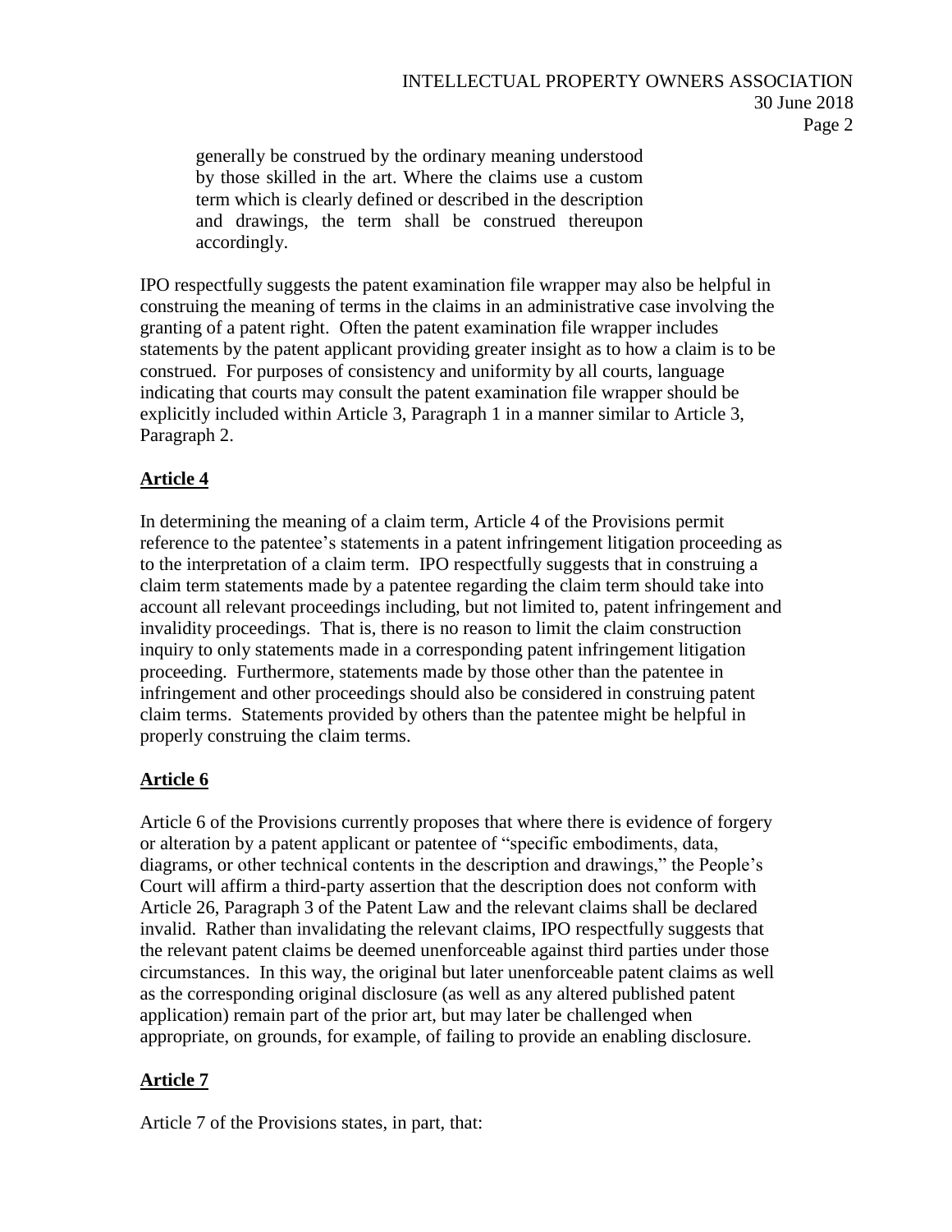> generally be construed by the ordinary meaning understood by those skilled in the art. Where the claims use a custom term which is clearly defined or described in the description and drawings, the term shall be construed thereupon accordingly.

IPO respectfully suggests the patent examination file wrapper may also be helpful in construing the meaning of terms in the claims in an administrative case involving the granting of a patent right. Often the patent examination file wrapper includes statements by the patent applicant providing greater insight as to how a claim is to be construed. For purposes of consistency and uniformity by all courts, language indicating that courts may consult the patent examination file wrapper should be explicitly included within Article 3, Paragraph 1 in a manner similar to Article 3, Paragraph 2.

## Article 4

In determining the meaning of a claim term, Article 4 of the Provisions permit reference to the patentee's statements in a patent infringement litigation proceeding as to the interpretation of a claim term. IPO respectfully suggests that in construing a claim term statements made by a patentee regarding the claim term should take into account all relevant proceedings including, but not limited to, patent infringement and invalidity proceedings. That is, there is no reason to limit the claim construction inquiry to only statements made in a corresponding patent infringement litigation proceeding. Furthermore, statements made by those other than the patentee in infringement and other proceedings should also be considered in construing patent claim terms. Statements provided by others than the patentee might be helpful in properly construing the claim terms.

## Article 6

Article 6 of the Provisions currently proposes that where there is evidence of forgery or alteration by a patent applicant or patentee of "specific embodiments, data, diagrams, or other technical contents in the description and drawings," the People's Court will affirm a third-party assertion that the description does not conform with Article 26, Paragraph 3 of the Patent Law and the relevant claims shall be declared invalid. Rather than invalidating the relevant claims, IPO respectfully suggests that the relevant patent claims be deemed unenforceable against third parties under those circumstances. In this way, the original but later unenforceable patent claims as well as the corresponding original disclosure (as well as any altered published patent application) remain part of the prior art, but may later be challenged when appropriate, on grounds, for example, of failing to provide an enabling disclosure.

## Article 7

Article 7 of the Provisions states, in part, that: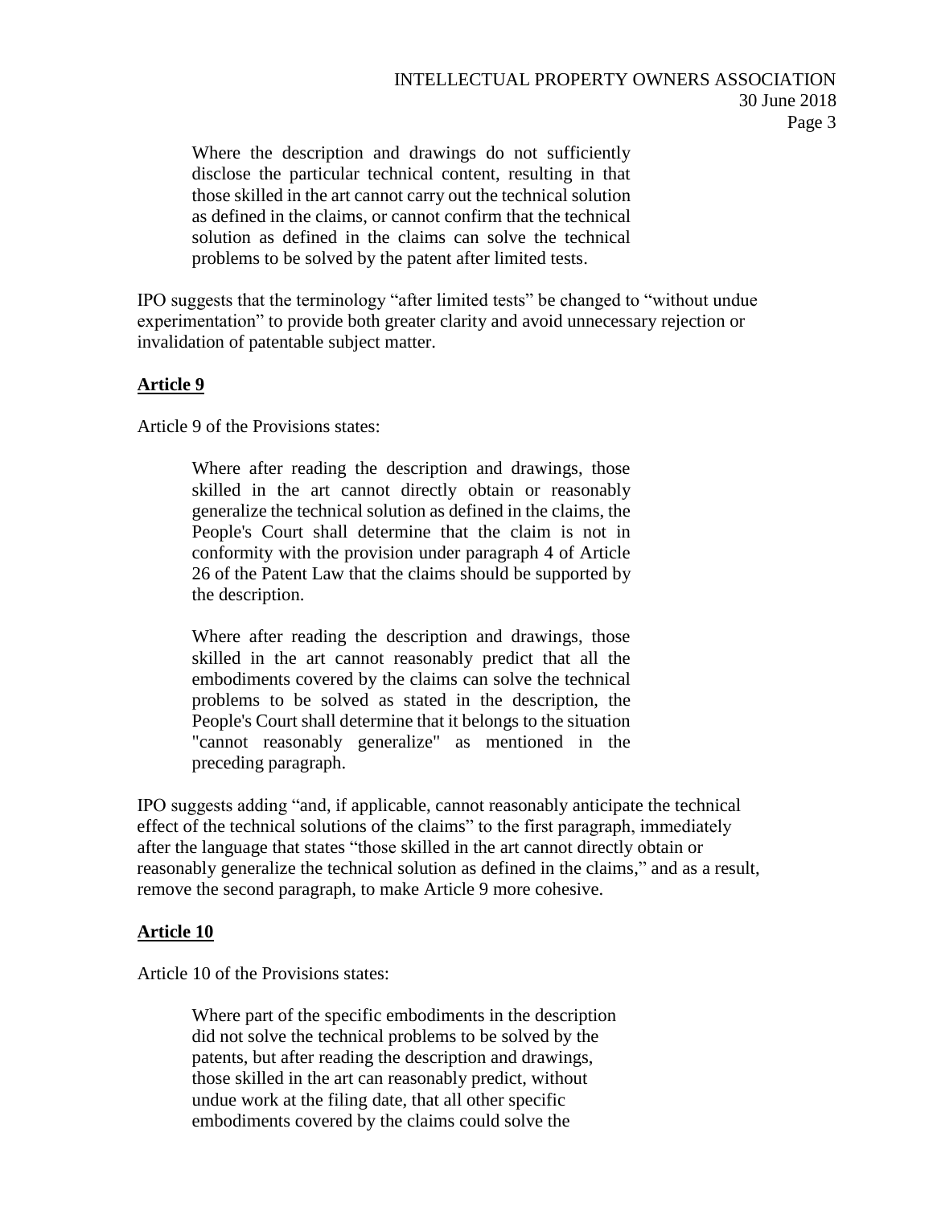> Where the description and drawings do not sufficiently disclose the particular technical content, resulting in that those skilled in the art cannot carry out the technical solution as defined in the claims, or cannot confirm that the technical solution as defined in the claims can solve the technical problems to be solved by the patent after limited tests.

IPO suggests that the terminology "after limited tests" be changed to "without undue experimentation" to provide both greater clarity and avoid unnecessary rejection or invalidation of patentable subject matter.

**Article 9**

Article 9 of the Provisions states:

> Where after reading the description and drawings, those skilled in the art cannot directly obtain or reasonably generalize the technical solution as defined in the claims, the People's Court shall determine that the claim is not in conformity with the provision under paragraph 4 of Article 26 of the Patent Law that the claims should be supported by the description.
>
> Where after reading the description and drawings, those skilled in the art cannot reasonably predict that all the embodiments covered by the claims can solve the technical problems to be solved as stated in the description, the People's Court shall determine that it belongs to the situation "cannot reasonably generalize" as mentioned in the preceding paragraph.

IPO suggests adding "and, if applicable, cannot reasonably anticipate the technical effect of the technical solutions of the claims" to the first paragraph, immediately after the language that states "those skilled in the art cannot directly obtain or reasonably generalize the technical solution as defined in the claims," and as a result, remove the second paragraph, to make Article 9 more cohesive.

**Article 10**

Article 10 of the Provisions states:

> Where part of the specific embodiments in the description did not solve the technical problems to be solved by the patents, but after reading the description and drawings, those skilled in the art can reasonably predict, without undue work at the filing date, that all other specific embodiments covered by the claims could solve the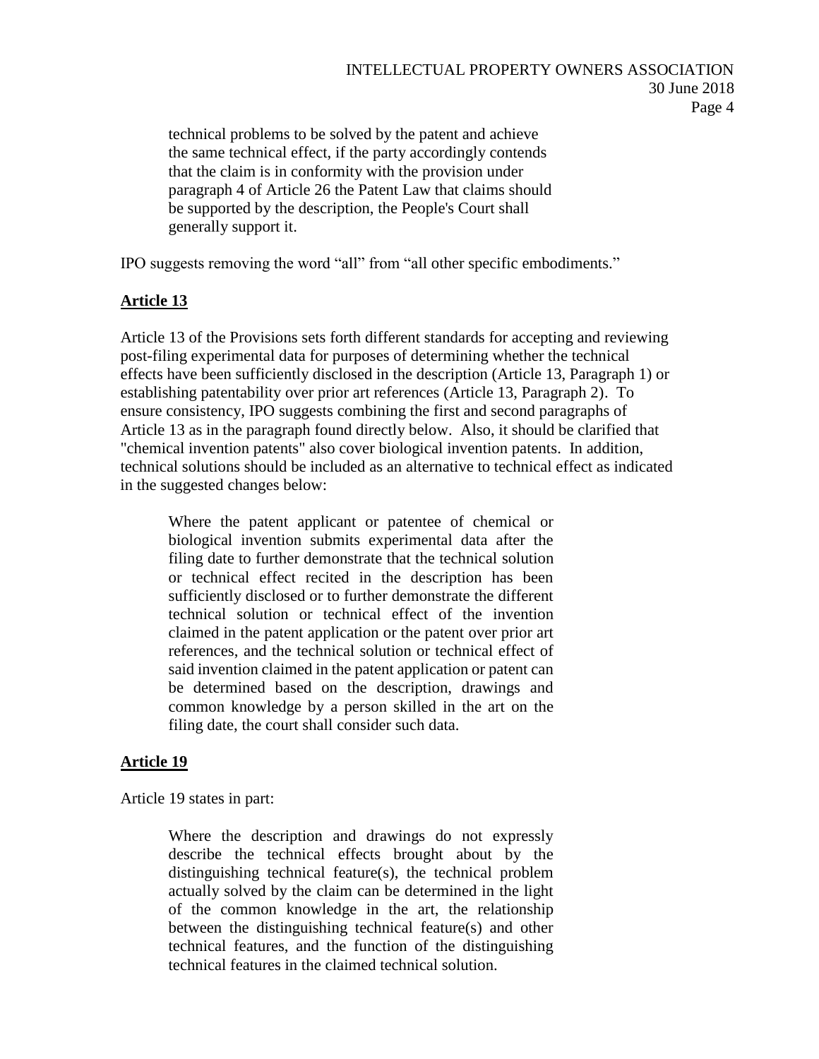> technical problems to be solved by the patent and achieve the same technical effect, if the party accordingly contends that the claim is in conformity with the provision under paragraph 4 of Article 26 the Patent Law that claims should be supported by the description, the People's Court shall generally support it.

IPO suggests removing the word "all" from "all other specific embodiments."

## **Article 13**

Article 13 of the Provisions sets forth different standards for accepting and reviewing post-filing experimental data for purposes of determining whether the technical effects have been sufficiently disclosed in the description (Article 13, Paragraph 1) or establishing patentability over prior art references (Article 13, Paragraph 2). To ensure consistency, IPO suggests combining the first and second paragraphs of Article 13 as in the paragraph found directly below. Also, it should be clarified that "chemical invention patents" also cover biological invention patents. In addition, technical solutions should be included as an alternative to technical effect as indicated in the suggested changes below:

> Where the patent applicant or patentee of chemical or biological invention submits experimental data after the filing date to further demonstrate that the technical solution or technical effect recited in the description has been sufficiently disclosed or to further demonstrate the different technical solution or technical effect of the invention claimed in the patent application or the patent over prior art references, and the technical solution or technical effect of said invention claimed in the patent application or patent can be determined based on the description, drawings and common knowledge by a person skilled in the art on the filing date, the court shall consider such data.

## **Article 19**

Article 19 states in part:

> Where the description and drawings do not expressly describe the technical effects brought about by the distinguishing technical feature(s), the technical problem actually solved by the claim can be determined in the light of the common knowledge in the art, the relationship between the distinguishing technical feature(s) and other technical features, and the function of the distinguishing technical features in the claimed technical solution.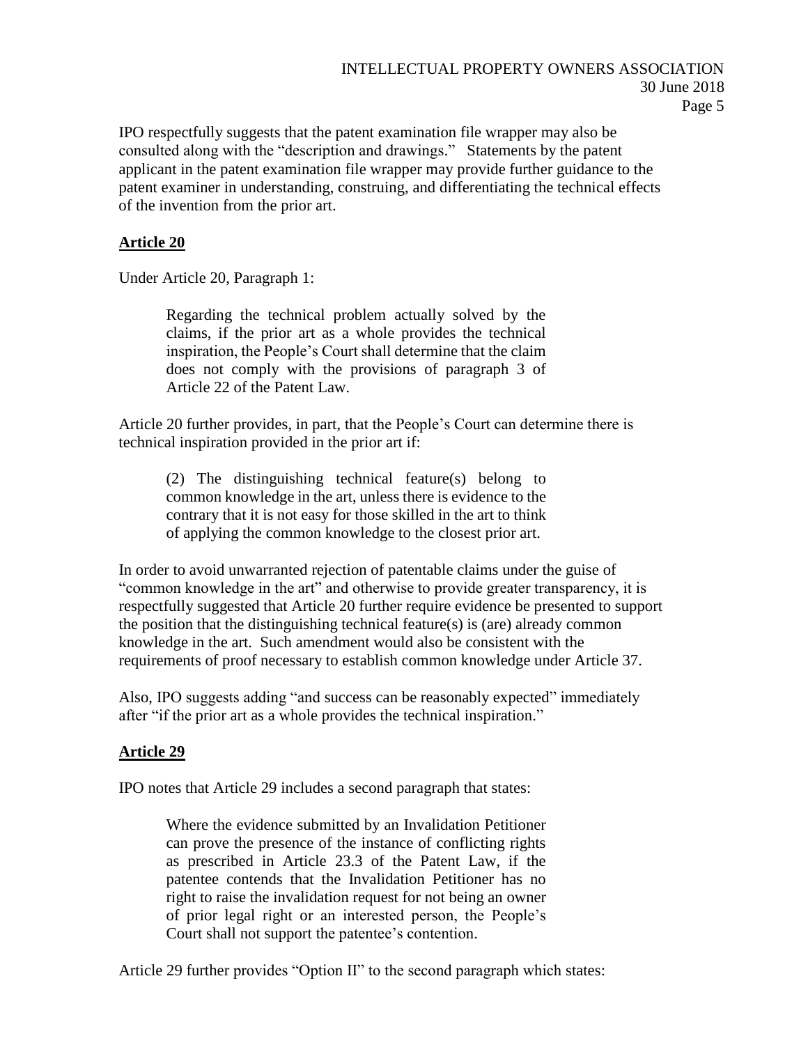IPO respectfully suggests that the patent examination file wrapper may also be consulted along with the "description and drawings." Statements by the patent applicant in the patent examination file wrapper may provide further guidance to the patent examiner in understanding, construing, and differentiating the technical effects of the invention from the prior art.

## Article 20

Under Article 20, Paragraph 1:

> Regarding the technical problem actually solved by the claims, if the prior art as a whole provides the technical inspiration, the People's Court shall determine that the claim does not comply with the provisions of paragraph 3 of Article 22 of the Patent Law.

Article 20 further provides, in part, that the People's Court can determine there is technical inspiration provided in the prior art if:

> (2) The distinguishing technical feature(s) belong to common knowledge in the art, unless there is evidence to the contrary that it is not easy for those skilled in the art to think of applying the common knowledge to the closest prior art.

In order to avoid unwarranted rejection of patentable claims under the guise of "common knowledge in the art" and otherwise to provide greater transparency, it is respectfully suggested that Article 20 further require evidence be presented to support the position that the distinguishing technical feature(s) is (are) already common knowledge in the art. Such amendment would also be consistent with the requirements of proof necessary to establish common knowledge under Article 37.

Also, IPO suggests adding "and success can be reasonably expected" immediately after "if the prior art as a whole provides the technical inspiration."

## Article 29

IPO notes that Article 29 includes a second paragraph that states:

> Where the evidence submitted by an Invalidation Petitioner can prove the presence of the instance of conflicting rights as prescribed in Article 23.3 of the Patent Law, if the patentee contends that the Invalidation Petitioner has no right to raise the invalidation request for not being an owner of prior legal right or an interested person, the People's Court shall not support the patentee's contention.

Article 29 further provides "Option II" to the second paragraph which states: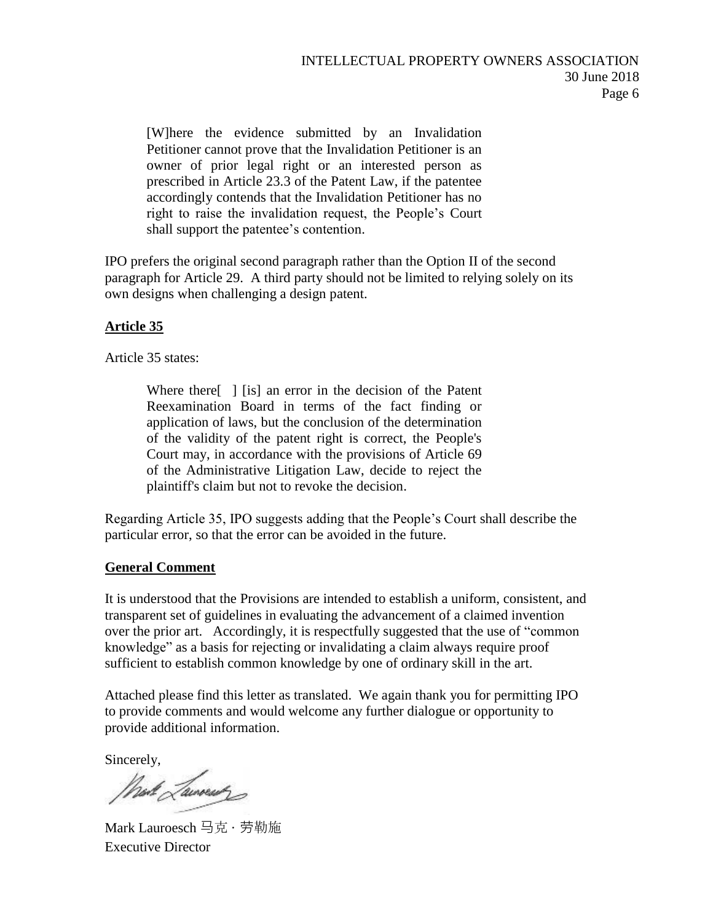> [W]here the evidence submitted by an Invalidation Petitioner cannot prove that the Invalidation Petitioner is an owner of prior legal right or an interested person as prescribed in Article 23.3 of the Patent Law, if the patentee accordingly contends that the Invalidation Petitioner has no right to raise the invalidation request, the People's Court shall support the patentee's contention.

IPO prefers the original second paragraph rather than the Option II of the second paragraph for Article 29. A third party should not be limited to relying solely on its own designs when challenging a design patent.

**Article 35**

Article 35 states:

> Where there[ ] [is] an error in the decision of the Patent Reexamination Board in terms of the fact finding or application of laws, but the conclusion of the determination of the validity of the patent right is correct, the People's Court may, in accordance with the provisions of Article 69 of the Administrative Litigation Law, decide to reject the plaintiff's claim but not to revoke the decision.

Regarding Article 35, IPO suggests adding that the People's Court shall describe the particular error, so that the error can be avoided in the future.

**General Comment**

It is understood that the Provisions are intended to establish a uniform, consistent, and transparent set of guidelines in evaluating the advancement of a claimed invention over the prior art. Accordingly, it is respectfully suggested that the use of "common knowledge" as a basis for rejecting or invalidating a claim always require proof sufficient to establish common knowledge by one of ordinary skill in the art.

Attached please find this letter as translated. We again thank you for permitting IPO to provide comments and would welcome any further dialogue or opportunity to provide additional information.

Sincerely,

Mark Lauroesch 马克 · 劳勒施
Executive Director